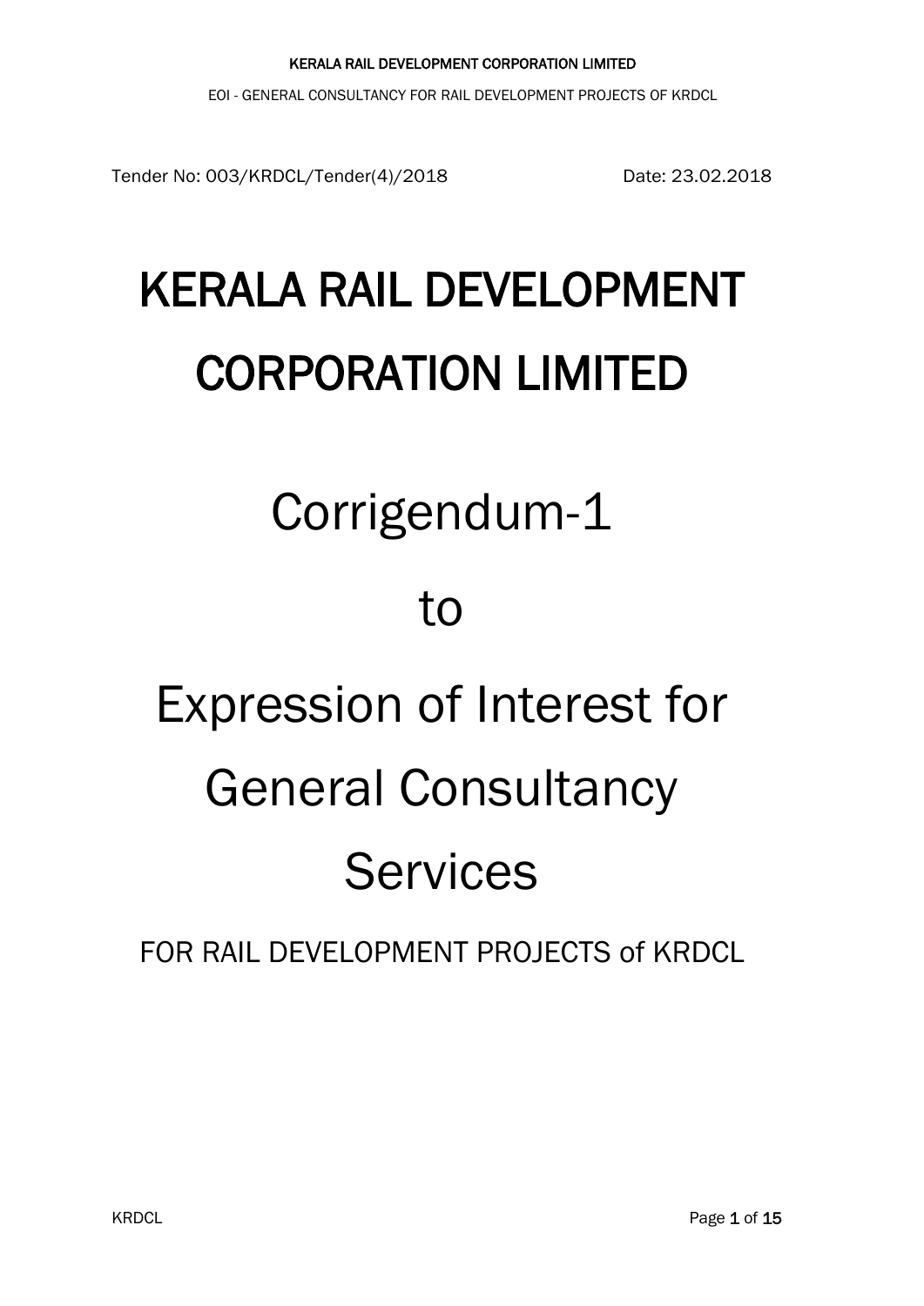Tender No: 003/KRDCL/Tender(4)/2018 Date: 23.02.2018

# KERALA RAIL DEVELOPMENT CORPORATION LIMITED

# Corrigendum-1

# to

# Expression of Interest for General Consultancy Services

FOR RAIL DEVELOPMENT PROJECTS of KRDCL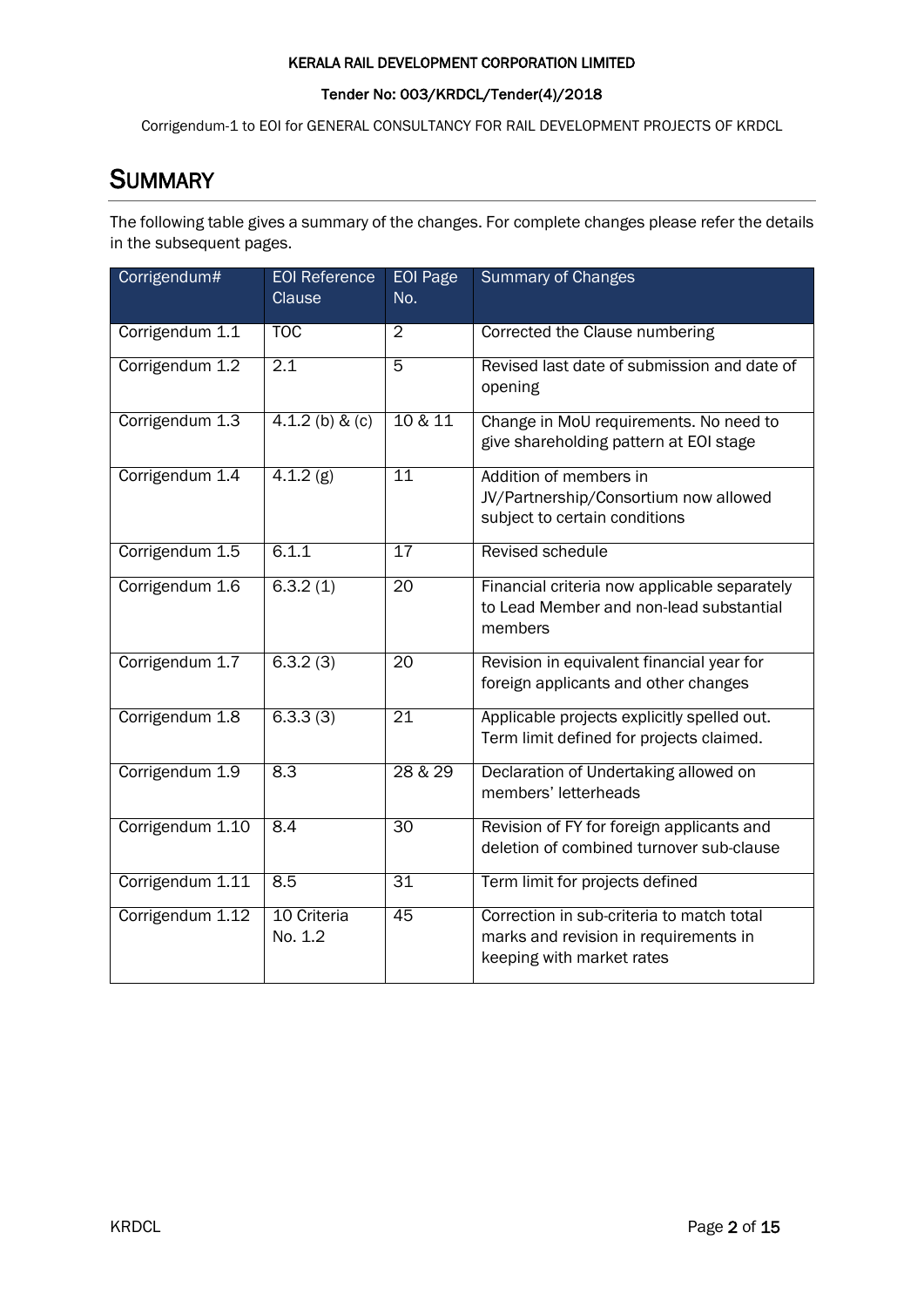# SUMMARY

The following table gives a summary of the changes. For complete changes please refer the details in the subsequent pages.

| Corrigendum# | EOI Reference Clause | EOI Page No. | Summary of Changes |
|---|---|---|---|
| Corrigendum 1.1 | TOC | 2 | Corrected the Clause numbering |
| Corrigendum 1.2 | 2.1 | 5 | Revised last date of submission and date of opening |
| Corrigendum 1.3 | 4.1.2 (b) & (c) | 10 & 11 | Change in MoU requirements. No need to give shareholding pattern at EOI stage |
| Corrigendum 1.4 | 4.1.2 (g) | 11 | Addition of members in JV/Partnership/Consortium now allowed subject to certain conditions |
| Corrigendum 1.5 | 6.1.1 | 17 | Revised schedule |
| Corrigendum 1.6 | 6.3.2 (1) | 20 | Financial criteria now applicable separately to Lead Member and non-lead substantial members |
| Corrigendum 1.7 | 6.3.2 (3) | 20 | Revision in equivalent financial year for foreign applicants and other changes |
| Corrigendum 1.8 | 6.3.3 (3) | 21 | Applicable projects explicitly spelled out. Term limit defined for projects claimed. |
| Corrigendum 1.9 | 8.3 | 28 & 29 | Declaration of Undertaking allowed on members' letterheads |
| Corrigendum 1.10 | 8.4 | 30 | Revision of FY for foreign applicants and deletion of combined turnover sub-clause |
| Corrigendum 1.11 | 8.5 | 31 | Term limit for projects defined |
| Corrigendum 1.12 | 10 Criteria No. 1.2 | 45 | Correction in sub-criteria to match total marks and revision in requirements in keeping with market rates |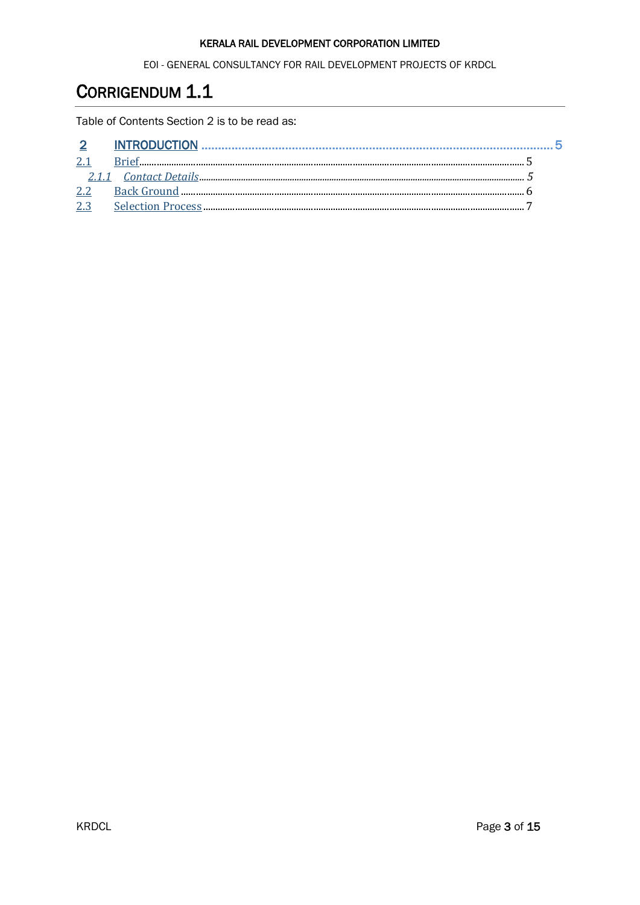# CORRIGENDUM 1.1

Table of Contents Section 2 is to be read as:

**2 INTRODUCTION** ........................................................................................................ **5**

2.1 Brief ........................................................................................................ 5

*2.1.1 Contact Details* ........................................................................................................ *5*

2.2 Back Ground ........................................................................................................ 6

2.3 Selection Process ........................................................................................................ 7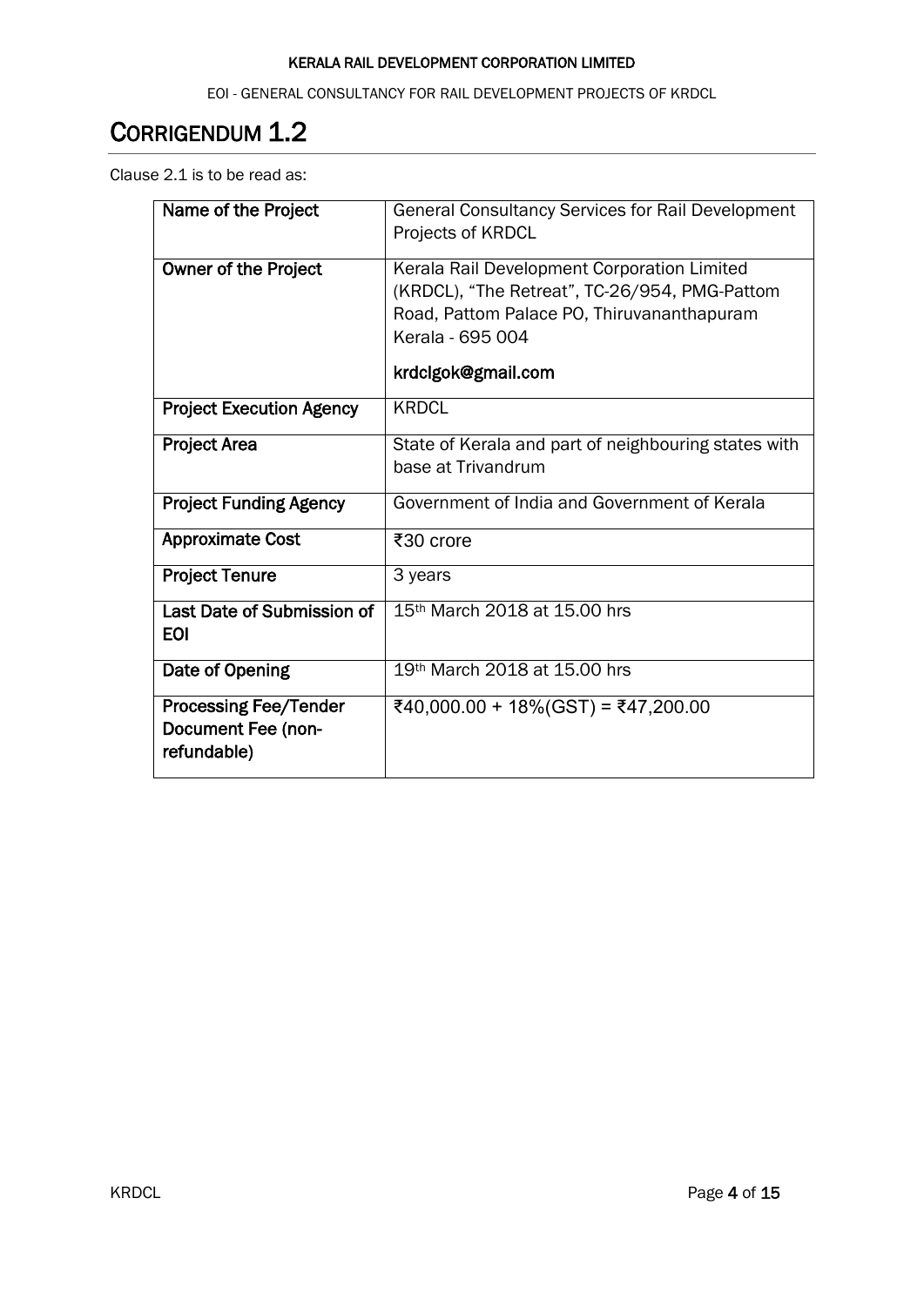# CORRIGENDUM 1.2

Clause 2.1 is to be read as:

| Name of the Project | General Consultancy Services for Rail Development Projects of KRDCL |
|---|---|
| Owner of the Project | Kerala Rail Development Corporation Limited (KRDCL), "The Retreat", TC-26/954, PMG-Pattom Road, Pattom Palace PO, Thiruvananthapuram Kerala - 695 004<br><br>krdclgok@gmail.com |
| Project Execution Agency | KRDCL |
| Project Area | State of Kerala and part of neighbouring states with base at Trivandrum |
| Project Funding Agency | Government of India and Government of Kerala |
| Approximate Cost | ₹30 crore |
| Project Tenure | 3 years |
| Last Date of Submission of EOI | 15th March 2018 at 15.00 hrs |
| Date of Opening | 19th March 2018 at 15.00 hrs |
| Processing Fee/Tender Document Fee (non-refundable) | ₹40,000.00 + 18%(GST) = ₹47,200.00 |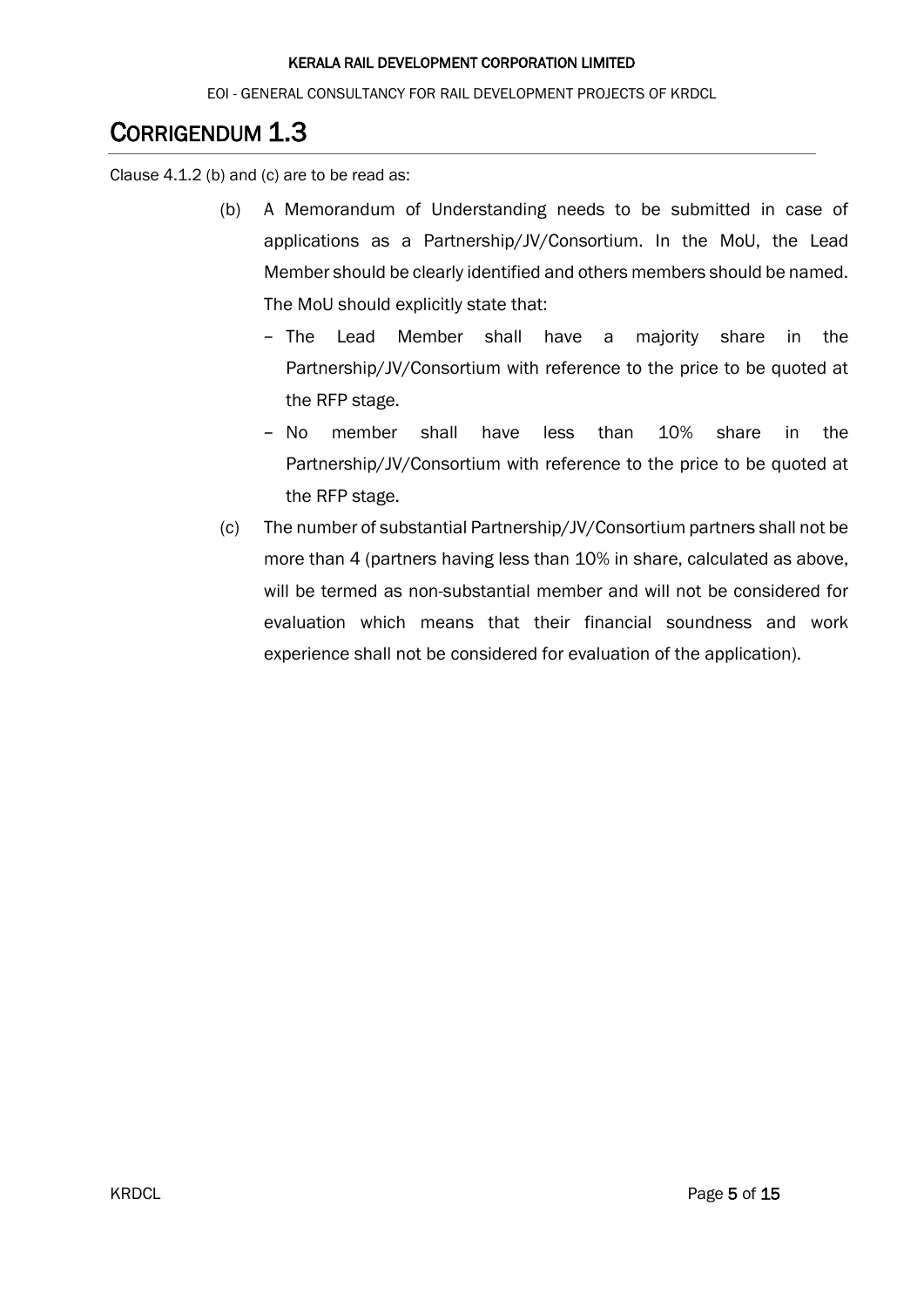# CORRIGENDUM 1.3

Clause 4.1.2 (b) and (c) are to be read as:

(b) A Memorandum of Understanding needs to be submitted in case of applications as a Partnership/JV/Consortium. In the MoU, the Lead Member should be clearly identified and others members should be named. The MoU should explicitly state that:

- The Lead Member shall have a majority share in the Partnership/JV/Consortium with reference to the price to be quoted at the RFP stage.
- No member shall have less than 10% share in the Partnership/JV/Consortium with reference to the price to be quoted at the RFP stage.

(c) The number of substantial Partnership/JV/Consortium partners shall not be more than 4 (partners having less than 10% in share, calculated as above, will be termed as non-substantial member and will not be considered for evaluation which means that their financial soundness and work experience shall not be considered for evaluation of the application).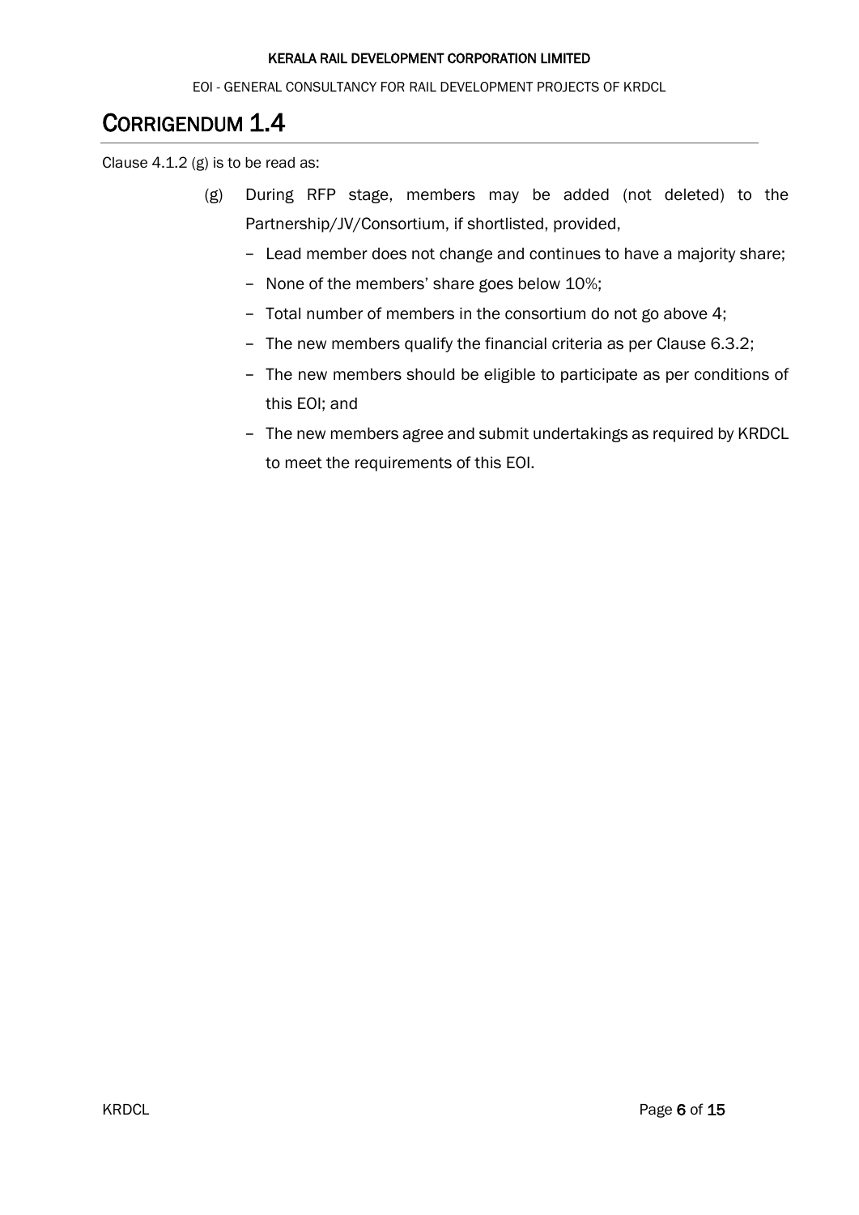# CORRIGENDUM 1.4

Clause 4.1.2 (g) is to be read as:

(g) During RFP stage, members may be added (not deleted) to the Partnership/JV/Consortium, if shortlisted, provided,

- Lead member does not change and continues to have a majority share;
- None of the members' share goes below 10%;
- Total number of members in the consortium do not go above 4;
- The new members qualify the financial criteria as per Clause 6.3.2;
- The new members should be eligible to participate as per conditions of this EOI; and
- The new members agree and submit undertakings as required by KRDCL to meet the requirements of this EOI.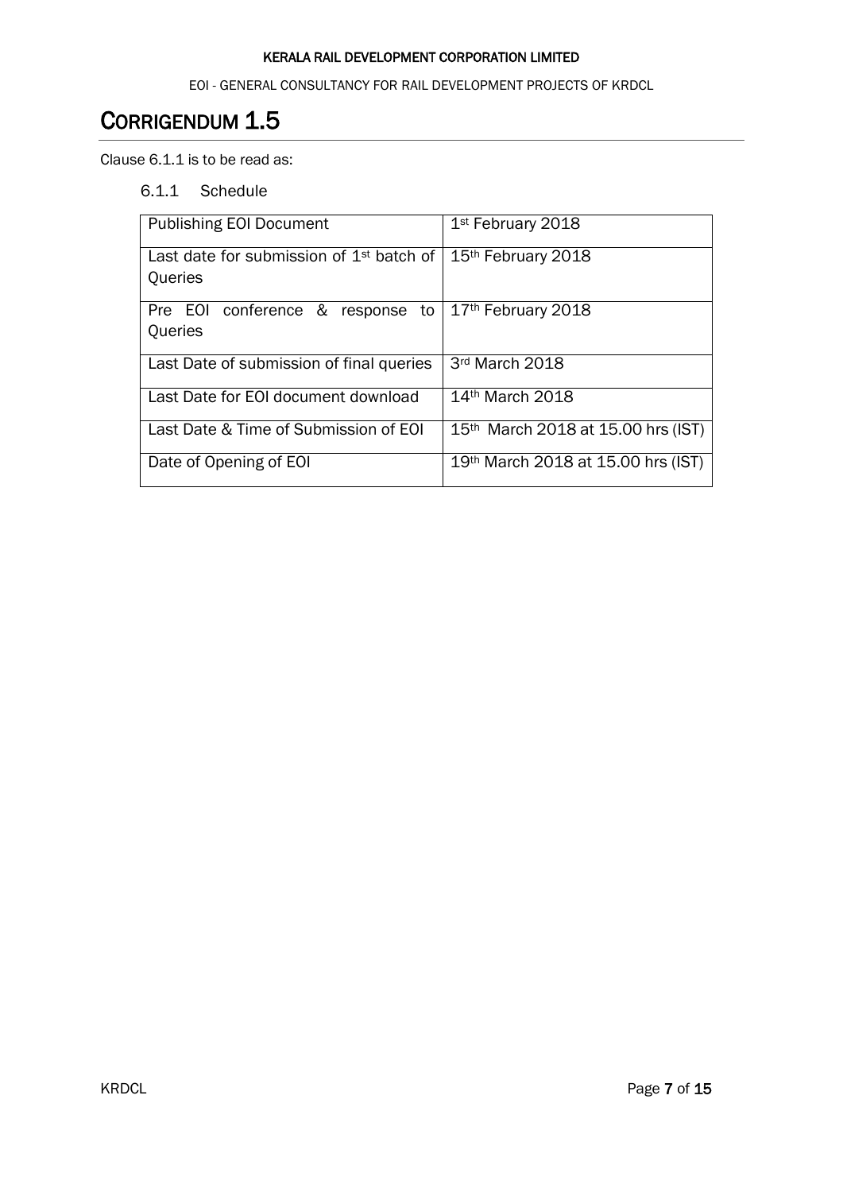# CORRIGENDUM 1.5

Clause 6.1.1 is to be read as:

### 6.1.1 Schedule

| Publishing EOI Document | 1st February 2018 |
|---|---|
| Last date for submission of 1st batch of Queries | 15th February 2018 |
| Pre EOI conference & response to Queries | 17th February 2018 |
| Last Date of submission of final queries | 3rd March 2018 |
| Last Date for EOI document download | 14th March 2018 |
| Last Date & Time of Submission of EOI | 15th March 2018 at 15.00 hrs (IST) |
| Date of Opening of EOI | 19th March 2018 at 15.00 hrs (IST) |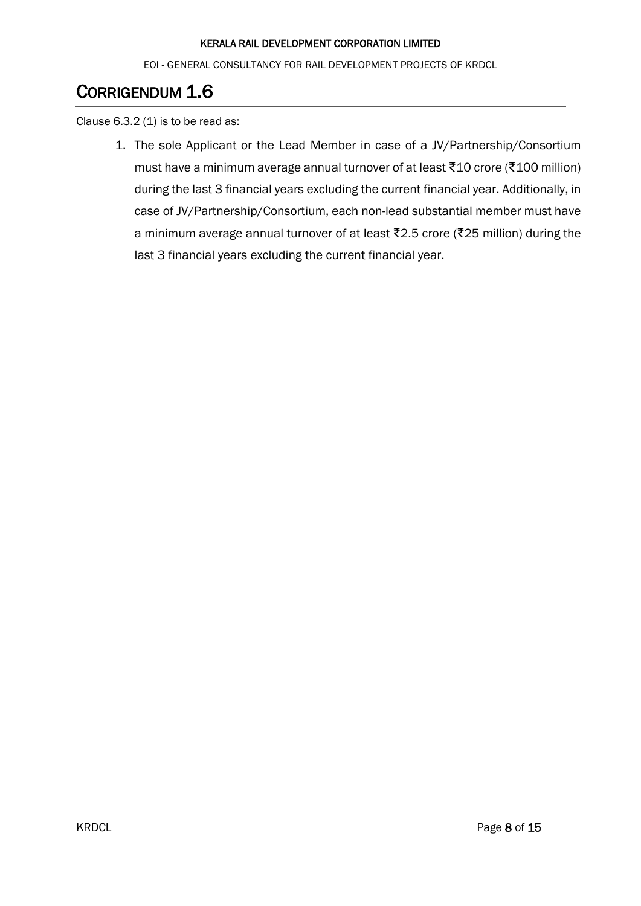# CORRIGENDUM 1.6

Clause 6.3.2 (1) is to be read as:

1. The sole Applicant or the Lead Member in case of a JV/Partnership/Consortium must have a minimum average annual turnover of at least ₹10 crore (₹100 million) during the last 3 financial years excluding the current financial year. Additionally, in case of JV/Partnership/Consortium, each non-lead substantial member must have a minimum average annual turnover of at least ₹2.5 crore (₹25 million) during the last 3 financial years excluding the current financial year.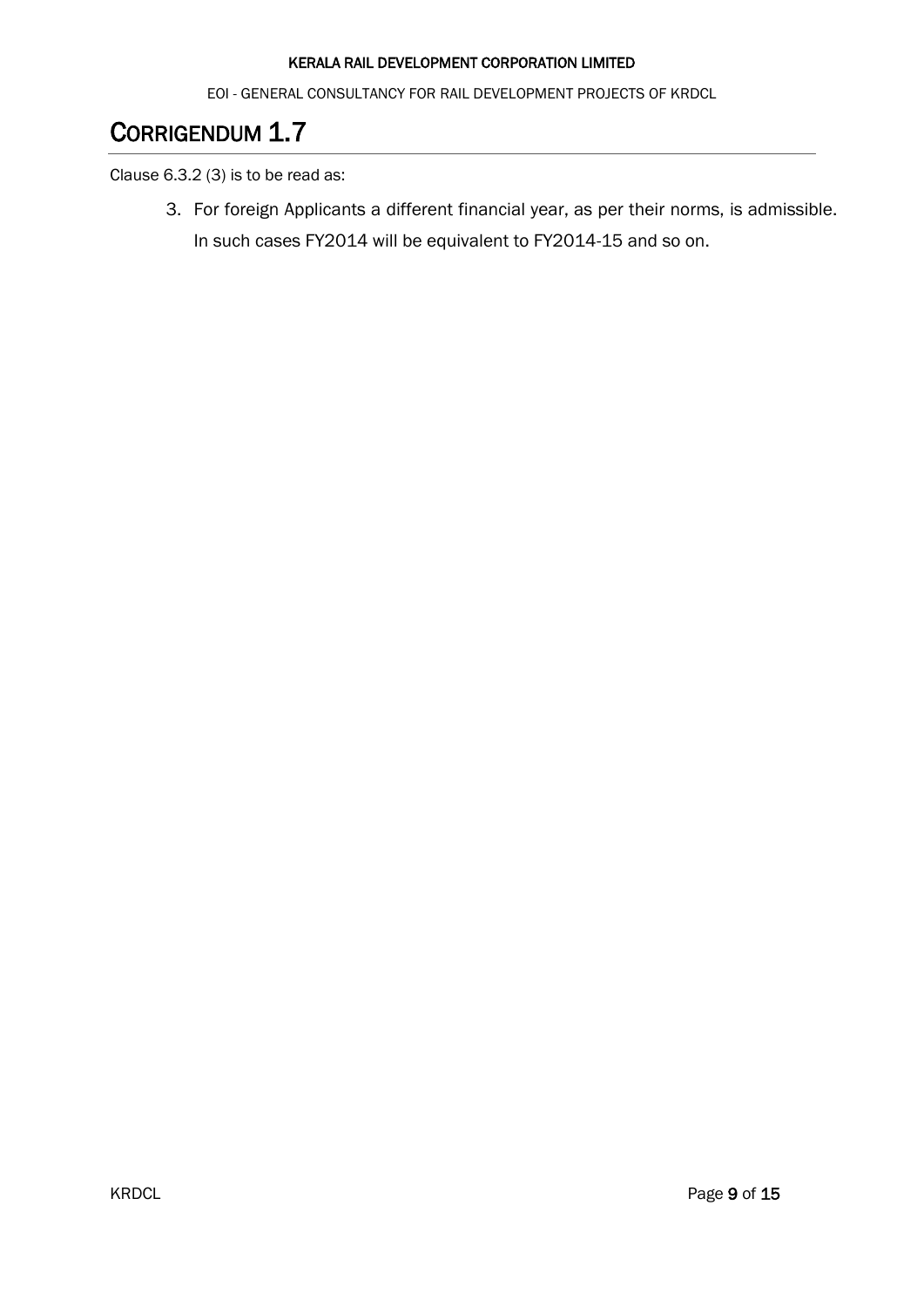# CORRIGENDUM 1.7

Clause 6.3.2 (3) is to be read as:

3. For foreign Applicants a different financial year, as per their norms, is admissible. In such cases FY2014 will be equivalent to FY2014-15 and so on.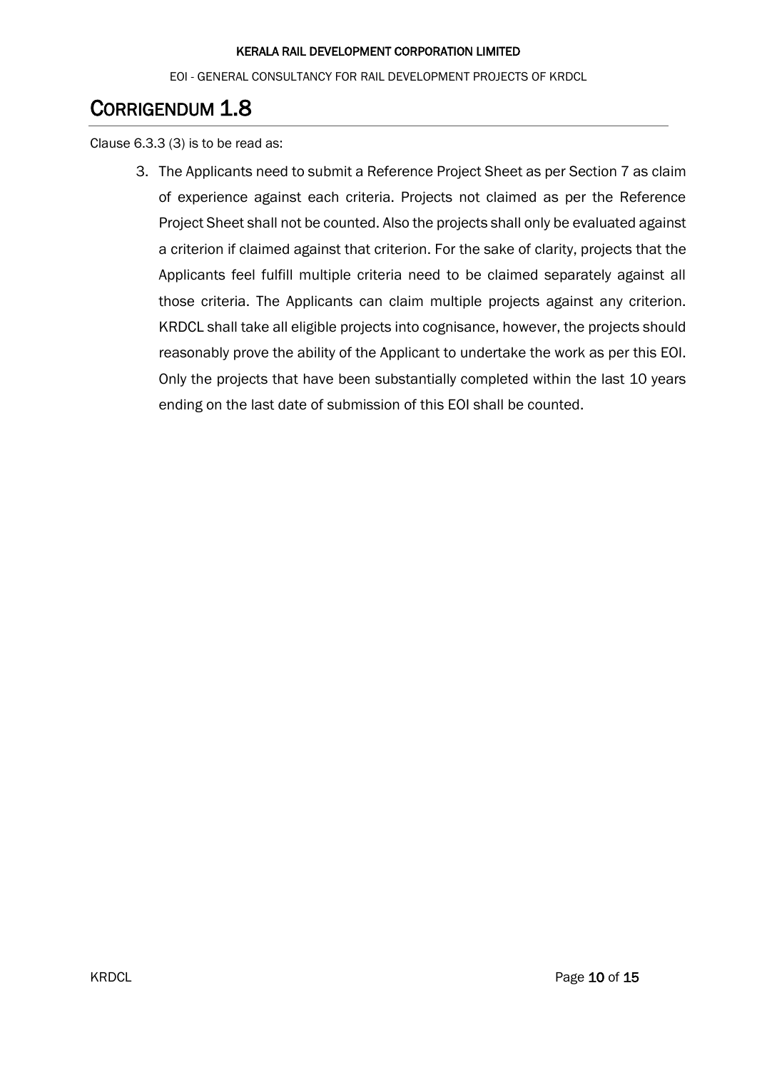# CORRIGENDUM 1.8

Clause 6.3.3 (3) is to be read as:

3. The Applicants need to submit a Reference Project Sheet as per Section 7 as claim of experience against each criteria. Projects not claimed as per the Reference Project Sheet shall not be counted. Also the projects shall only be evaluated against a criterion if claimed against that criterion. For the sake of clarity, projects that the Applicants feel fulfill multiple criteria need to be claimed separately against all those criteria. The Applicants can claim multiple projects against any criterion. KRDCL shall take all eligible projects into cognisance, however, the projects should reasonably prove the ability of the Applicant to undertake the work as per this EOI. Only the projects that have been substantially completed within the last 10 years ending on the last date of submission of this EOI shall be counted.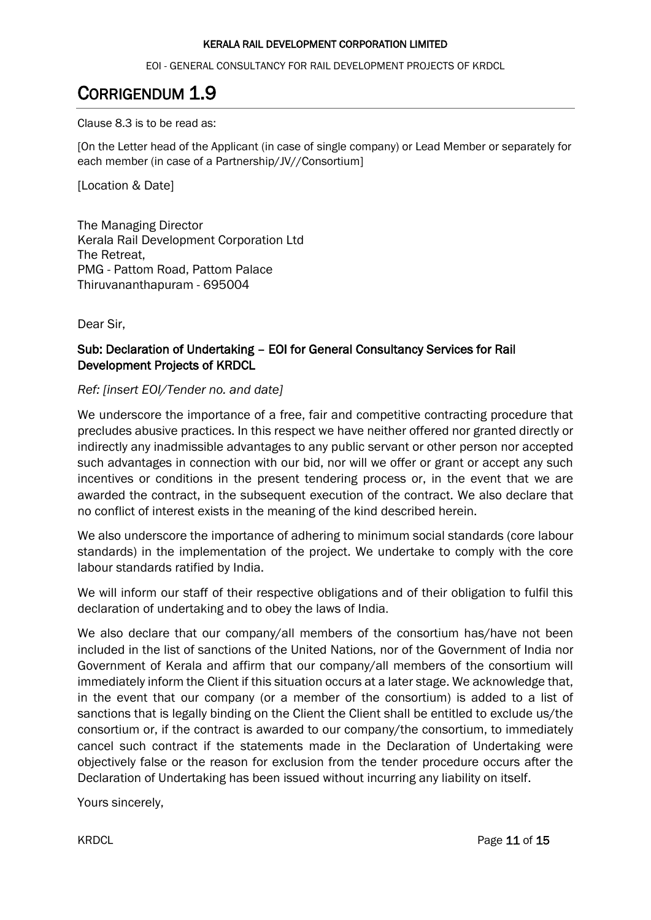# CORRIGENDUM 1.9

Clause 8.3 is to be read as:

[On the Letter head of the Applicant (in case of single company) or Lead Member or separately for each member (in case of a Partnership/JV//Consortium]

[Location & Date]

The Managing Director
Kerala Rail Development Corporation Ltd
The Retreat,
PMG - Pattom Road, Pattom Palace
Thiruvananthapuram - 695004

Dear Sir,

**Sub: Declaration of Undertaking – EOI for General Consultancy Services for Rail Development Projects of KRDCL**

*Ref: [insert EOI/Tender no. and date]*

We underscore the importance of a free, fair and competitive contracting procedure that precludes abusive practices. In this respect we have neither offered nor granted directly or indirectly any inadmissible advantages to any public servant or other person nor accepted such advantages in connection with our bid, nor will we offer or grant or accept any such incentives or conditions in the present tendering process or, in the event that we are awarded the contract, in the subsequent execution of the contract. We also declare that no conflict of interest exists in the meaning of the kind described herein.

We also underscore the importance of adhering to minimum social standards (core labour standards) in the implementation of the project. We undertake to comply with the core labour standards ratified by India.

We will inform our staff of their respective obligations and of their obligation to fulfil this declaration of undertaking and to obey the laws of India.

We also declare that our company/all members of the consortium has/have not been included in the list of sanctions of the United Nations, nor of the Government of India nor Government of Kerala and affirm that our company/all members of the consortium will immediately inform the Client if this situation occurs at a later stage. We acknowledge that, in the event that our company (or a member of the consortium) is added to a list of sanctions that is legally binding on the Client the Client shall be entitled to exclude us/the consortium or, if the contract is awarded to our company/the consortium, to immediately cancel such contract if the statements made in the Declaration of Undertaking were objectively false or the reason for exclusion from the tender procedure occurs after the Declaration of Undertaking has been issued without incurring any liability on itself.

Yours sincerely,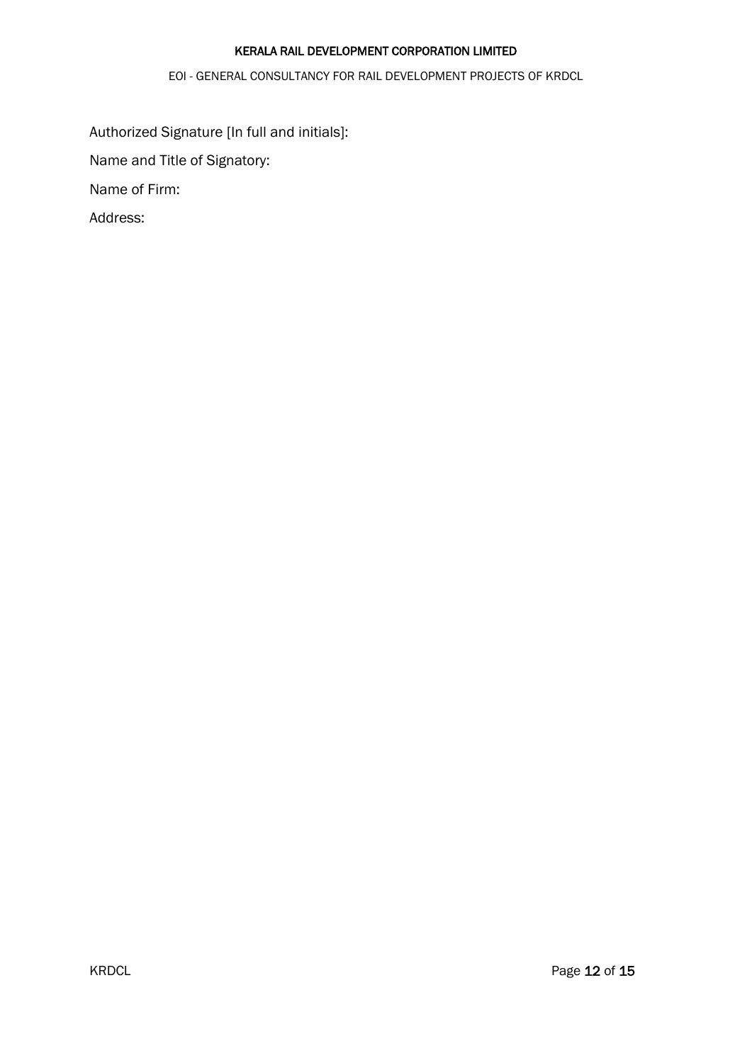Authorized Signature [In full and initials]:

Name and Title of Signatory:

Name of Firm:

Address: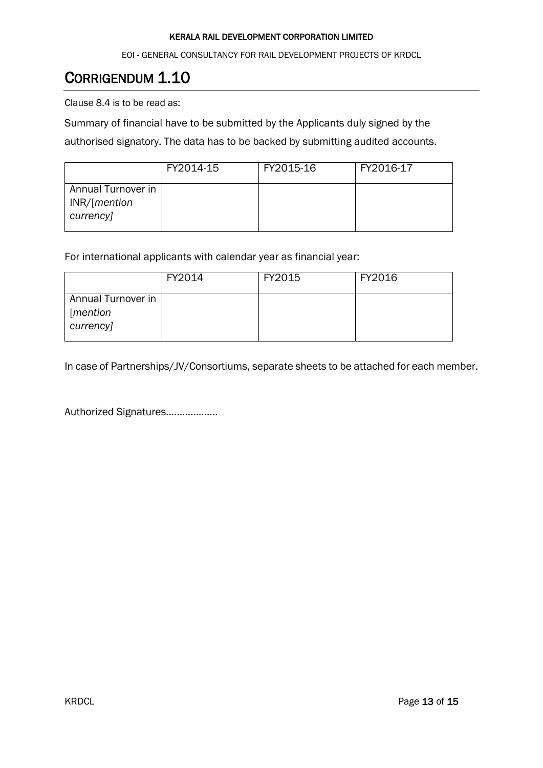# CORRIGENDUM 1.10

Clause 8.4 is to be read as:

Summary of financial have to be submitted by the Applicants duly signed by the authorised signatory. The data has to be backed by submitting audited accounts.

| | FY2014-15 | FY2015-16 | FY2016-17 |
|---|---|---|---|
| Annual Turnover in INR/[*mention currency*] | | | |

For international applicants with calendar year as financial year:

| | FY2014 | FY2015 | FY2016 |
|---|---|---|---|
| Annual Turnover in [*mention currency*] | | | |

In case of Partnerships/JV/Consortiums, separate sheets to be attached for each member.

Authorized Signatures………………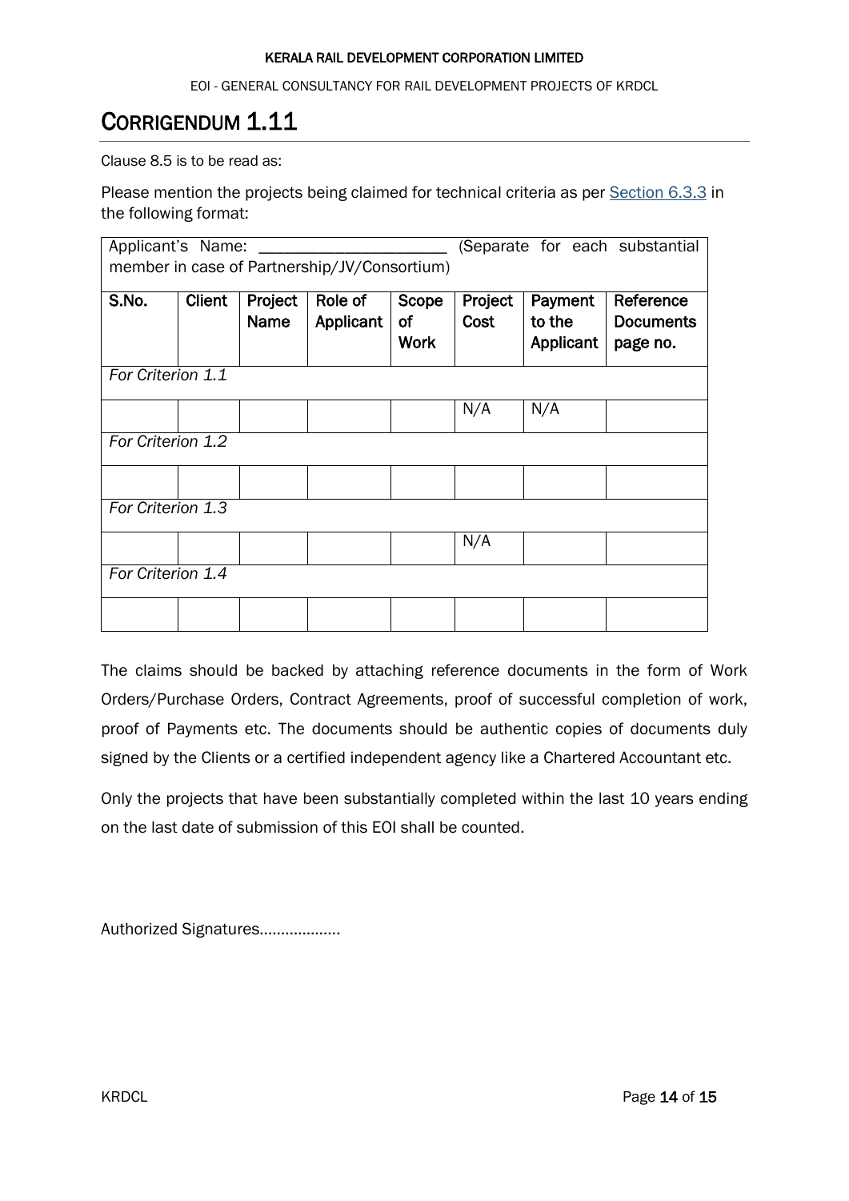# CORRIGENDUM 1.11

Clause 8.5 is to be read as:

Please mention the projects being claimed for technical criteria as per Section 6.3.3 in the following format:

| Applicant's Name: ______________________ (Separate for each substantial member in case of Partnership/JV/Consortium) | | | | | | | |
|---|---|---|---|---|---|---|---|
| **S.No.** | **Client** | **Project Name** | **Role of Applicant** | **Scope of Work** | **Project Cost** | **Payment to the Applicant** | **Reference Documents page no.** |
| *For Criterion 1.1* | | | | | | | |
| | | | | | N/A | N/A | |
| *For Criterion 1.2* | | | | | | | |
| | | | | | | | |
| *For Criterion 1.3* | | | | | | | |
| | | | | | N/A | | |
| *For Criterion 1.4* | | | | | | | |
| | | | | | | | |

The claims should be backed by attaching reference documents in the form of Work Orders/Purchase Orders, Contract Agreements, proof of successful completion of work, proof of Payments etc. The documents should be authentic copies of documents duly signed by the Clients or a certified independent agency like a Chartered Accountant etc.

Only the projects that have been substantially completed within the last 10 years ending on the last date of submission of this EOI shall be counted.

Authorized Signatures..................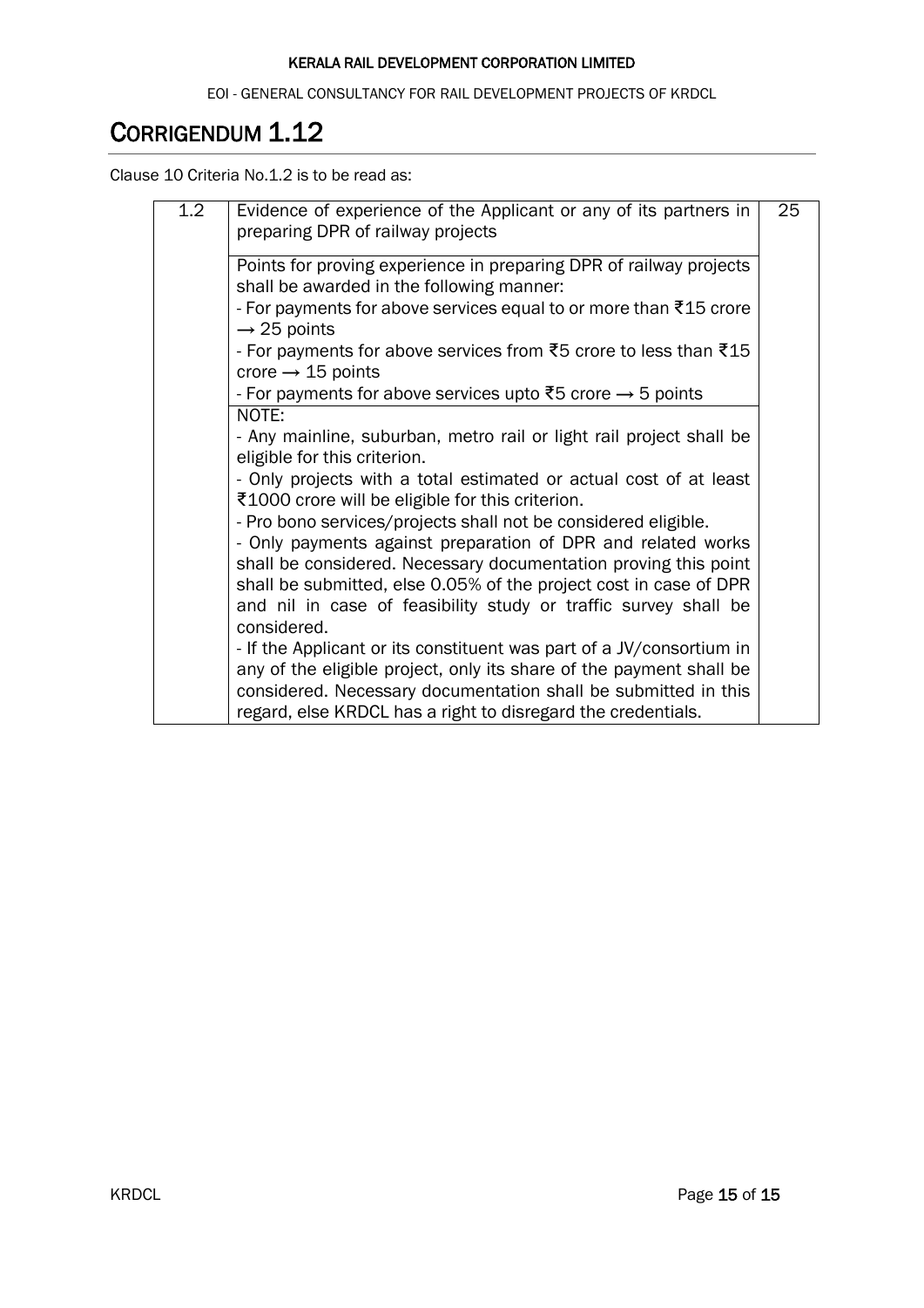# CORRIGENDUM 1.12

Clause 10 Criteria No.1.2 is to be read as:

| | | |
|---|---|---|
| 1.2 | Evidence of experience of the Applicant or any of its partners in preparing DPR of railway projects | 25 |
| | Points for proving experience in preparing DPR of railway projects shall be awarded in the following manner:<br>- For payments for above services equal to or more than ₹15 crore → 25 points<br>- For payments for above services from ₹5 crore to less than ₹15 crore → 15 points<br>- For payments for above services upto ₹5 crore → 5 points | |
| | NOTE:<br>- Any mainline, suburban, metro rail or light rail project shall be eligible for this criterion.<br>- Only projects with a total estimated or actual cost of at least ₹1000 crore will be eligible for this criterion.<br>- Pro bono services/projects shall not be considered eligible.<br>- Only payments against preparation of DPR and related works shall be considered. Necessary documentation proving this point shall be submitted, else 0.05% of the project cost in case of DPR and nil in case of feasibility study or traffic survey shall be considered.<br>- If the Applicant or its constituent was part of a JV/consortium in any of the eligible project, only its share of the payment shall be considered. Necessary documentation shall be submitted in this regard, else KRDCL has a right to disregard the credentials. | |